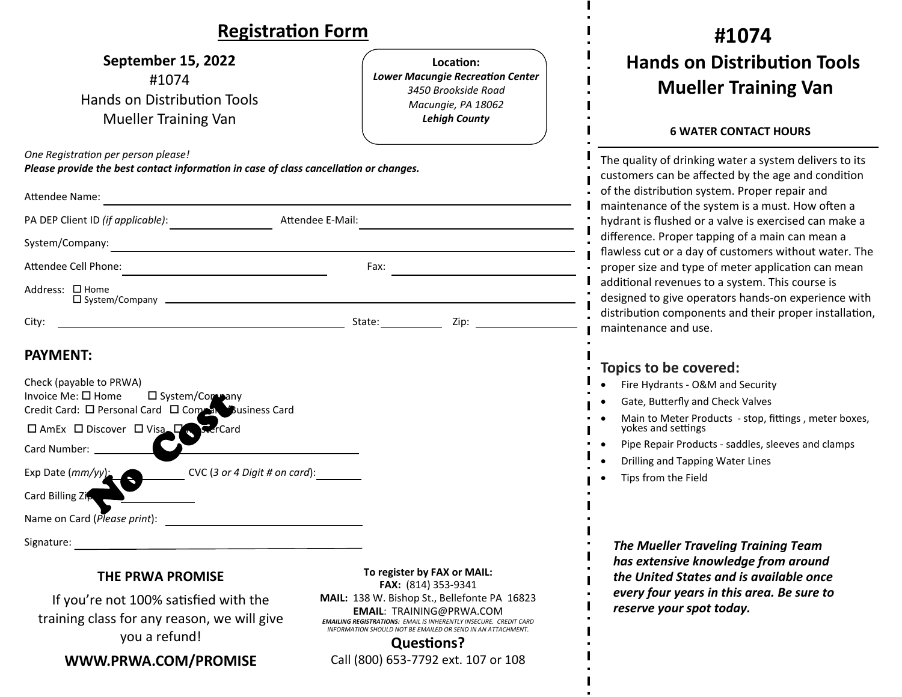# Registration Form

**September 15, 2022**
#1074
Hands on Distribution Tools
Mueller Training Van

**Location:**
***Lower Macungie Recreation Center***
*3450 Brookside Road*
*Macungie, PA 18062*
***Lehigh County***

*One Registration per person please!*
***Please provide the best contact information in case of class cancellation or changes.***

Attendee Name: ______________________________

PA DEP Client ID *(if applicable)*: ____________ Attendee E-Mail: ____________________

System/Company: ______________________________

Attendee Cell Phone: ____________________ Fax: ____________________

Address: ☐ Home ☐ System/Company ______________________________

City: ____________________ State: ________ Zip: ____________

## PAYMENT:

**No Cost**

Check (payable to PRWA)
Invoice Me: ☐ Home ☐ System/Company
Credit Card: ☐ Personal Card ☐ Company Business Card
☐ AmEx ☐ Discover ☐ Visa ☐ MasterCard

Card Number: ______________________________

Exp Date (*mm/yy*): ________ CVC (*3 or 4 Digit # on card*): ________

Card Billing Zip: ____________

Name on Card (*Please print*): ____________________

Signature: ______________________________

### THE PRWA PROMISE

If you're not 100% satisfied with the training class for any reason, we will give you a refund!

**WWW.PRWA.COM/PROMISE**

**To register by FAX or MAIL:**
**FAX:** (814) 353-9341
**MAIL:** 138 W. Bishop St., Bellefonte PA 16823
**EMAIL**: TRAINING@PRWA.COM
***EMAILING REGISTRATIONS:*** *EMAIL IS INHERENTLY INSECURE. CREDIT CARD INFORMATION SHOULD NOT BE EMAILED OR SEND IN AN ATTACHMENT.*

**Questions?**
Call (800) 653-7792 ext. 107 or 108

# #1074 Hands on Distribution Tools Mueller Training Van

**6 WATER CONTACT HOURS**

The quality of drinking water a system delivers to its customers can be affected by the age and condition of the distribution system. Proper repair and maintenance of the system is a must. How often a hydrant is flushed or a valve is exercised can make a difference. Proper tapping of a main can mean a flawless cut or a day of customers without water. The proper size and type of meter application can mean additional revenues to a system. This course is designed to give operators hands-on experience with distribution components and their proper installation, maintenance and use.

## Topics to be covered:

- Fire Hydrants - O&M and Security
- Gate, Butterfly and Check Valves
- Main to Meter Products - stop, fittings , meter boxes, yokes and settings
- Pipe Repair Products - saddles, sleeves and clamps
- Drilling and Tapping Water Lines
- Tips from the Field

***The Mueller Traveling Training Team has extensive knowledge from around the United States and is available once every four years in this area. Be sure to reserve your spot today.***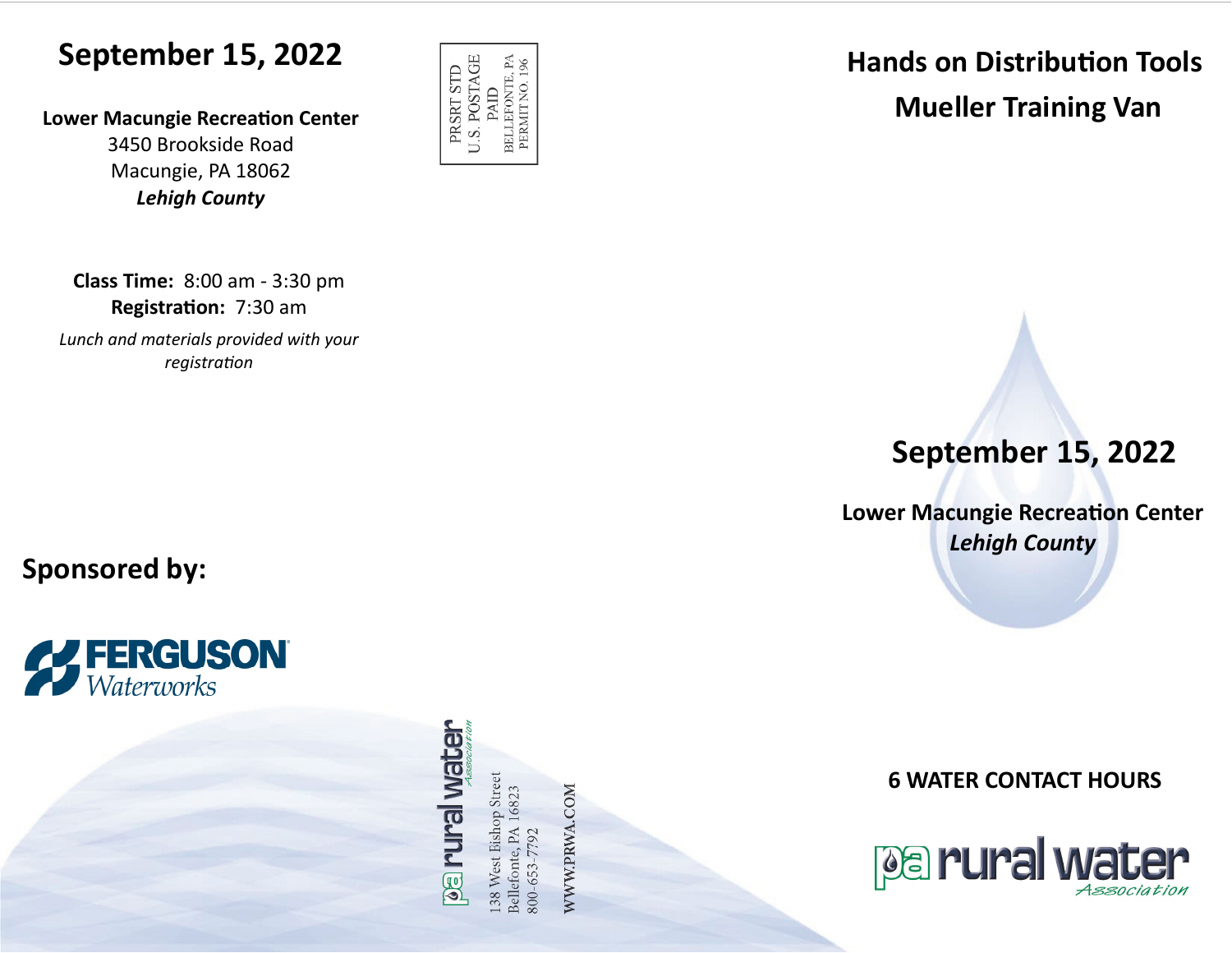# September 15, 2022

**Lower Macungie Recreation Center**
3450 Brookside Road
Macungie, PA 18062
***Lehigh County***

**Class Time:** 8:00 am - 3:30 pm
**Registration:** 7:30 am

*Lunch and materials provided with your registration*

## Sponsored by:

FERGUSON Waterworks

PRSRT STD
U.S. POSTAGE
PAID
BELLEFONTE, PA
PERMIT NO. 196

pa rural water Association
138 West Bishop Street
Bellefonte, PA 16823
800-653-7792
WWW.PRWA.COM

# Hands on Distribution Tools

# Mueller Training Van

# September 15, 2022

**Lower Macungie Recreation Center**
***Lehigh County***

**6 WATER CONTACT HOURS**

pa rural water Association